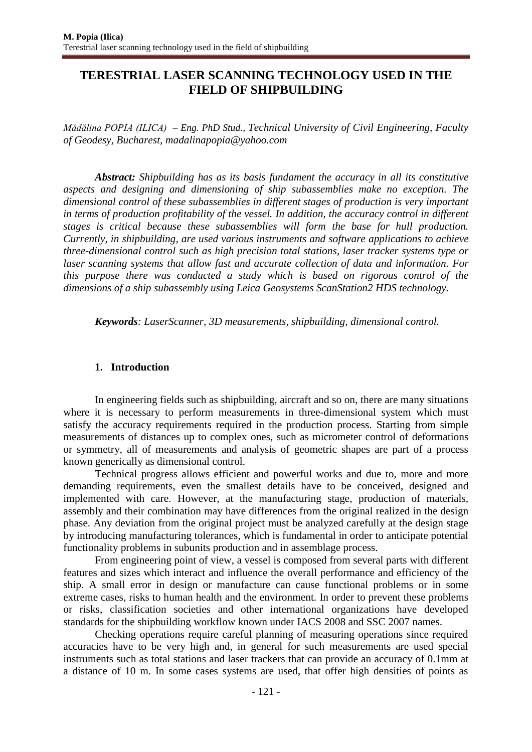# TERESTRIAL LASER SCANNING TECHNOLOGY USED IN THE FIELD OF SHIPBUILDING

*Mădălina POPIA (ILICA) – Eng. PhD Stud., Technical University of Civil Engineering, Faculty of Geodesy, Bucharest, madalinapopia@yahoo.com*

***Abstract:*** *Shipbuilding has as its basis fundament the accuracy in all its constitutive aspects and designing and dimensioning of ship subassemblies make no exception. The dimensional control of these subassemblies in different stages of production is very important in terms of production profitability of the vessel. In addition, the accuracy control in different stages is critical because these subassemblies will form the base for hull production. Currently, in shipbuilding, are used various instruments and software applications to achieve three-dimensional control such as high precision total stations, laser tracker systems type or laser scanning systems that allow fast and accurate collection of data and information. For this purpose there was conducted a study which is based on rigorous control of the dimensions of a ship subassembly using Leica Geosystems ScanStation2 HDS technology.*

***Keywords****: LaserScanner, 3D measurements, shipbuilding, dimensional control.*

## 1. Introduction

In engineering fields such as shipbuilding, aircraft and so on, there are many situations where it is necessary to perform measurements in three-dimensional system which must satisfy the accuracy requirements required in the production process. Starting from simple measurements of distances up to complex ones, such as micrometer control of deformations or symmetry, all of measurements and analysis of geometric shapes are part of a process known generically as dimensional control.

Technical progress allows efficient and powerful works and due to, more and more demanding requirements, even the smallest details have to be conceived, designed and implemented with care. However, at the manufacturing stage, production of materials, assembly and their combination may have differences from the original realized in the design phase. Any deviation from the original project must be analyzed carefully at the design stage by introducing manufacturing tolerances, which is fundamental in order to anticipate potential functionality problems in subunits production and in assemblage process.

From engineering point of view, a vessel is composed from several parts with different features and sizes which interact and influence the overall performance and efficiency of the ship. A small error in design or manufacture can cause functional problems or in some extreme cases, risks to human health and the environment. In order to prevent these problems or risks, classification societies and other international organizations have developed standards for the shipbuilding workflow known under IACS 2008 and SSC 2007 names.

Checking operations require careful planning of measuring operations since required accuracies have to be very high and, in general for such measurements are used special instruments such as total stations and laser trackers that can provide an accuracy of 0.1mm at a distance of 10 m. In some cases systems are used, that offer high densities of points as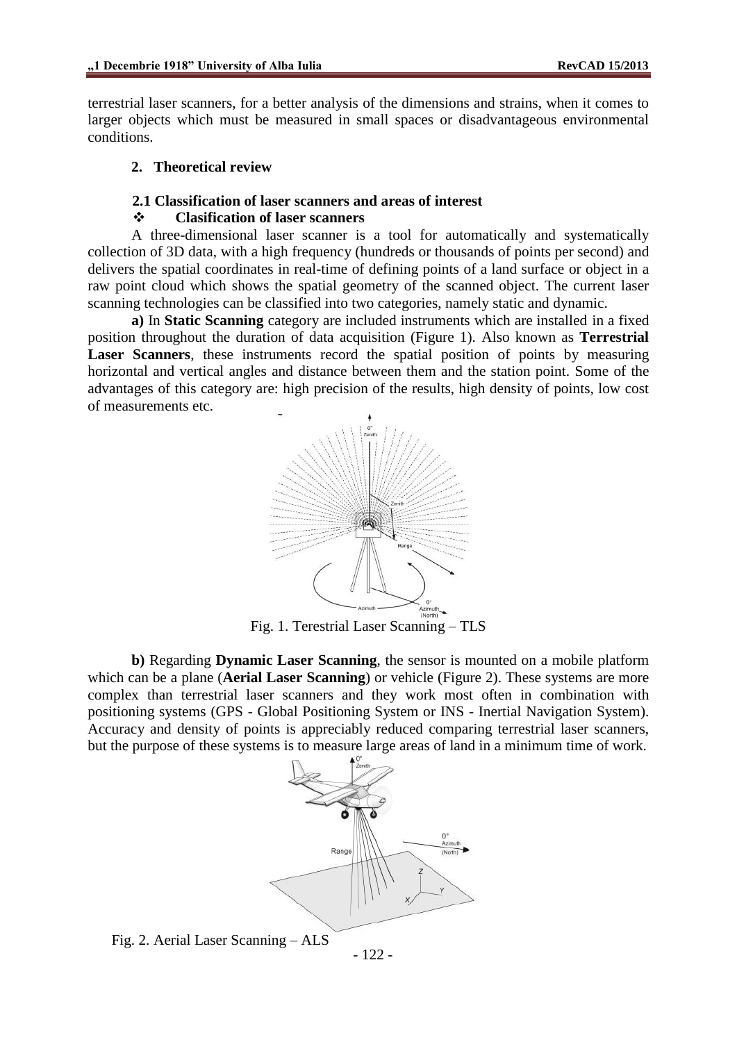terrestrial laser scanners, for a better analysis of the dimensions and strains, when it comes to larger objects which must be measured in small spaces or disadvantageous environmental conditions.

## 2. Theoretical review

### 2.1 Classification of laser scanners and areas of interest

❖ **Clasification of laser scanners**

A three-dimensional laser scanner is a tool for automatically and systematically collection of 3D data, with a high frequency (hundreds or thousands of points per second) and delivers the spatial coordinates in real-time of defining points of a land surface or object in a raw point cloud which shows the spatial geometry of the scanned object. The current laser scanning technologies can be classified into two categories, namely static and dynamic.

**a)** In **Static Scanning** category are included instruments which are installed in a fixed position throughout the duration of data acquisition (Figure 1). Also known as **Terrestrial Laser Scanners**, these instruments record the spatial position of points by measuring horizontal and vertical angles and distance between them and the station point. Some of the advantages of this category are: high precision of the results, high density of points, low cost of measurements etc.

Fig. 1. Terestrial Laser Scanning – TLS

**b)** Regarding **Dynamic Laser Scanning**, the sensor is mounted on a mobile platform which can be a plane (**Aerial Laser Scanning**) or vehicle (Figure 2). These systems are more complex than terrestrial laser scanners and they work most often in combination with positioning systems (GPS - Global Positioning System or INS - Inertial Navigation System). Accuracy and density of points is appreciably reduced comparing terrestrial laser scanners, but the purpose of these systems is to measure large areas of land in a minimum time of work.

Fig. 2. Aerial Laser Scanning – ALS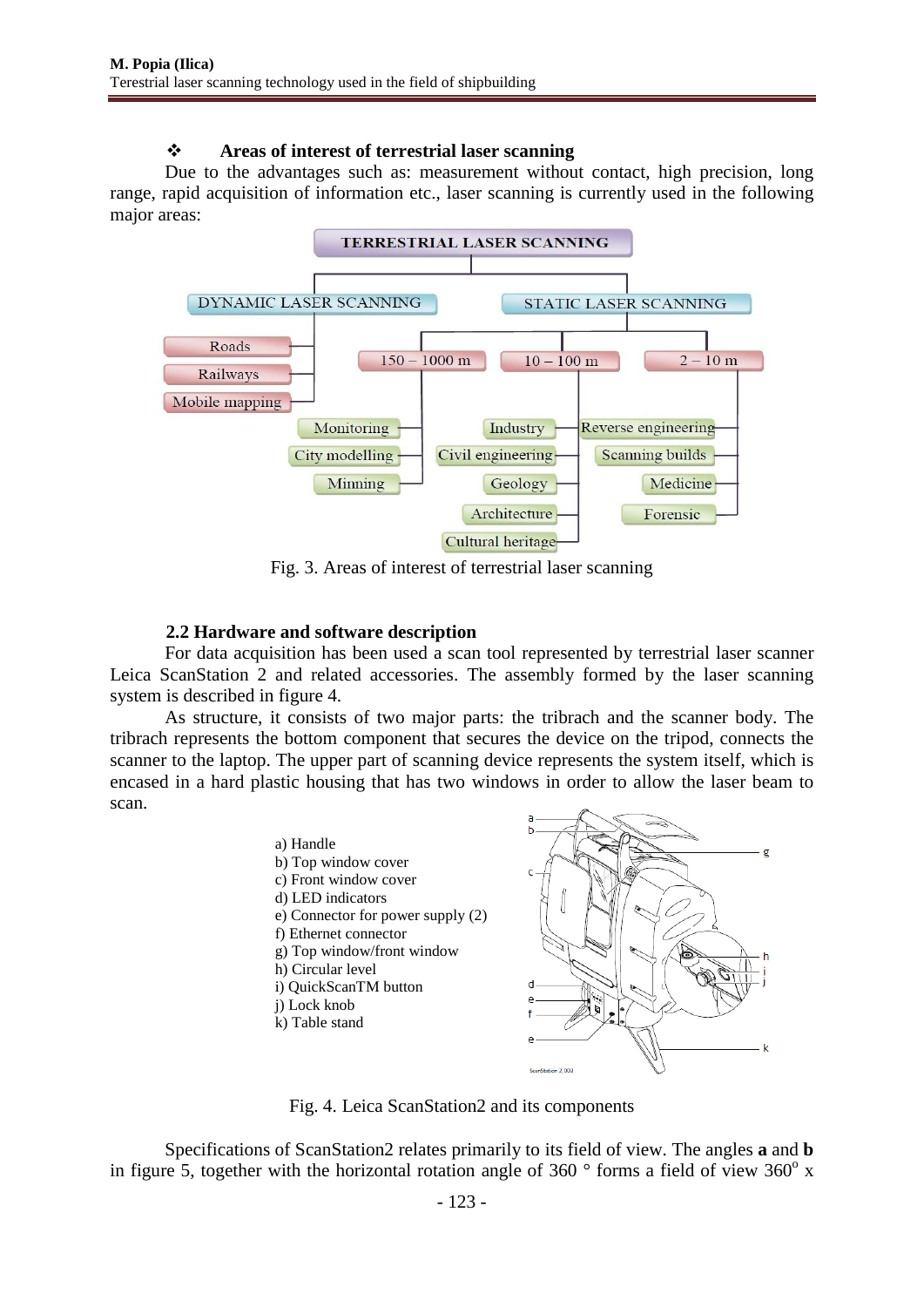### ❖ Areas of interest of terrestrial laser scanning

Due to the advantages such as: measurement without contact, high precision, long range, rapid acquisition of information etc., laser scanning is currently used in the following major areas:

Fig. 3. Areas of interest of terrestrial laser scanning

### 2.2 Hardware and software description

For data acquisition has been used a scan tool represented by terrestrial laser scanner Leica ScanStation 2 and related accessories. The assembly formed by the laser scanning system is described in figure 4.

As structure, it consists of two major parts: the tribrach and the scanner body. The tribrach represents the bottom component that secures the device on the tripod, connects the scanner to the laptop. The upper part of scanning device represents the system itself, which is encased in a hard plastic housing that has two windows in order to allow the laser beam to scan.

a) Handle
b) Top window cover
c) Front window cover
d) LED indicators
e) Connector for power supply (2)
f) Ethernet connector
g) Top window/front window
h) Circular level
i) QuickScanTM button
j) Lock knob
k) Table stand

Fig. 4. Leica ScanStation2 and its components

Specifications of ScanStation2 relates primarily to its field of view. The angles **a** and **b** in figure 5, together with the horizontal rotation angle of 360 ° forms a field of view 360$^{o}$ x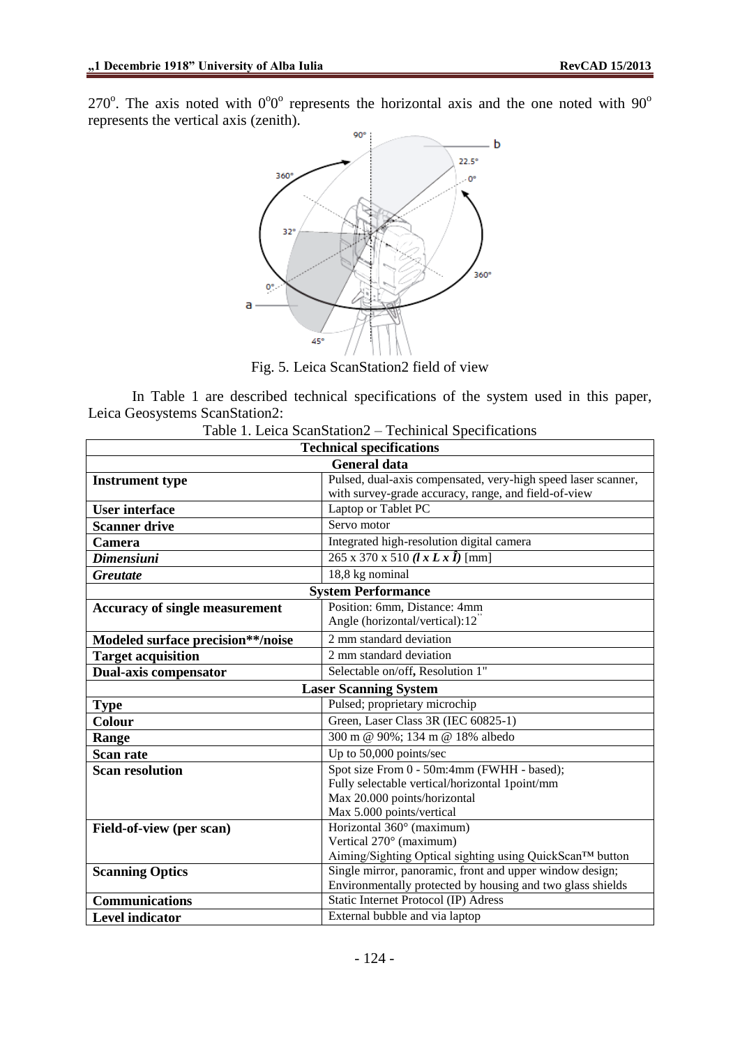$270^o$. The axis noted with $0^o0^o$ represents the horizontal axis and the one noted with $90^o$ represents the vertical axis (zenith).

Fig. 5. Leica ScanStation2 field of view

In Table 1 are described technical specifications of the system used in this paper, Leica Geosystems ScanStation2:

Table 1. Leica ScanStation2 – Techinical Specifications

| **Technical specifications** | |
|---|---|
| **General data** | |
| **Instrument type** | Pulsed, dual-axis compensated, very-high speed laser scanner, with survey-grade accuracy, range, and field-of-view |
| **User interface** | Laptop or Tablet PC |
| **Scanner drive** | Servo motor |
| **Camera** | Integrated high-resolution digital camera |
| ***Dimensiuni*** | 265 x 370 x 510 ***(l x L x Î)*** [mm] |
| ***Greutate*** | 18,8 kg nominal |
| **System Performance** | |
| **Accuracy of single measurement** | Position: 6mm, Distance: 4mm<br>Angle (horizontal/vertical):12" |
| **Modeled surface precision\*\*/noise** | 2 mm standard deviation |
| **Target acquisition** | 2 mm standard deviation |
| **Dual-axis compensator** | Selectable on/off**,** Resolution 1" |
| **Laser Scanning System** | |
| **Type** | Pulsed; proprietary microchip |
| **Colour** | Green, Laser Class 3R (IEC 60825-1) |
| **Range** | 300 m @ 90%; 134 m @ 18% albedo |
| **Scan rate** | Up to 50,000 points/sec |
| **Scan resolution** | Spot size From 0 - 50m:4mm (FWHH - based);<br>Fully selectable vertical/horizontal 1point/mm<br>Max 20.000 points/horizontal<br>Max 5.000 points/vertical |
| **Field-of-view (per scan)** | Horizontal 360° (maximum)<br>Vertical 270° (maximum)<br>Aiming/Sighting Optical sighting using QuickScan™ button |
| **Scanning Optics** | Single mirror, panoramic, front and upper window design;<br>Environmentally protected by housing and two glass shields |
| **Communications** | Static Internet Protocol (IP) Adress |
| **Level indicator** | External bubble and via laptop |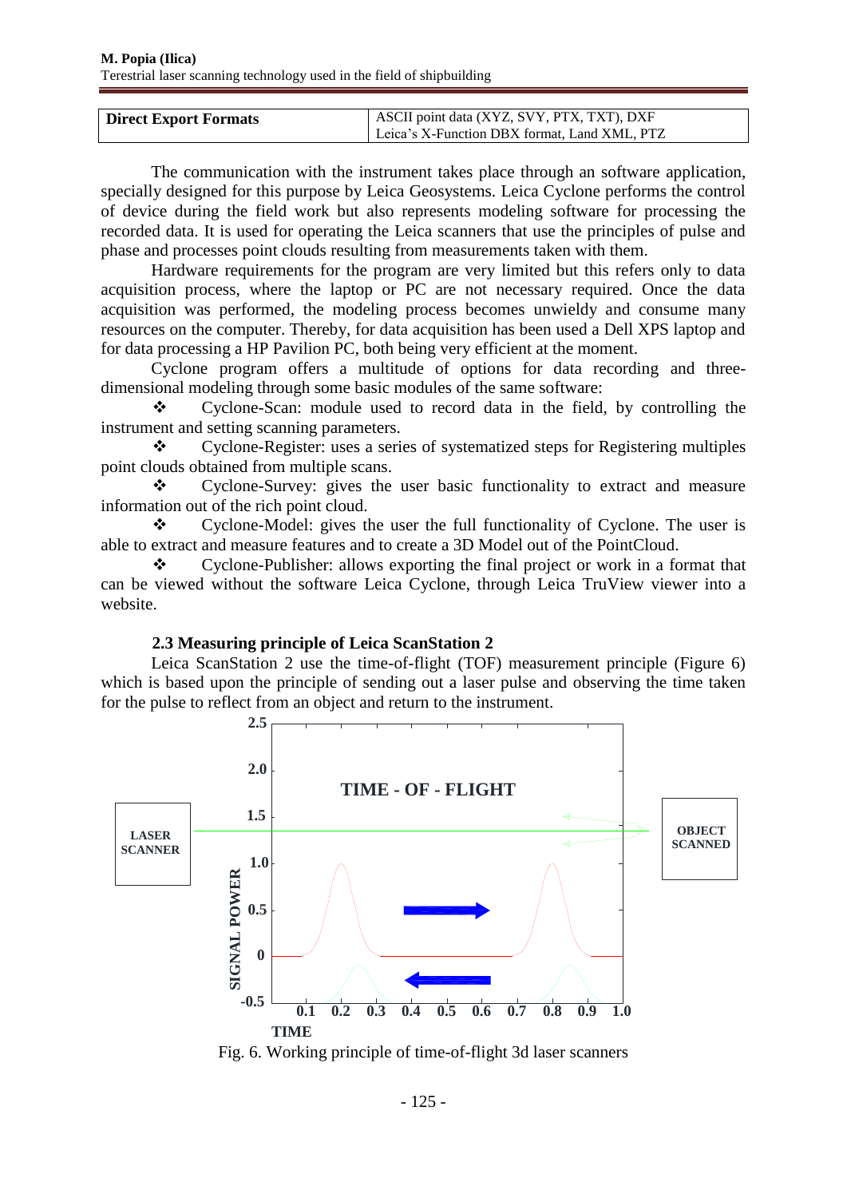| Direct Export Formats | ASCII point data (XYZ, SVY, PTX, TXT), DXF Leica's X-Function DBX format, Land XML, PTZ |
|---|---|

The communication with the instrument takes place through an software application, specially designed for this purpose by Leica Geosystems. Leica Cyclone performs the control of device during the field work but also represents modeling software for processing the recorded data. It is used for operating the Leica scanners that use the principles of pulse and phase and processes point clouds resulting from measurements taken with them.

Hardware requirements for the program are very limited but this refers only to data acquisition process, where the laptop or PC are not necessary required. Once the data acquisition was performed, the modeling process becomes unwieldy and consume many resources on the computer. Thereby, for data acquisition has been used a Dell XPS laptop and for data processing a HP Pavilion PC, both being very efficient at the moment.

Cyclone program offers a multitude of options for data recording and three-dimensional modeling through some basic modules of the same software:

- Cyclone-Scan: module used to record data in the field, by controlling the instrument and setting scanning parameters.
- Cyclone-Register: uses a series of systematized steps for Registering multiples point clouds obtained from multiple scans.
- Cyclone-Survey: gives the user basic functionality to extract and measure information out of the rich point cloud.
- Cyclone-Model: gives the user the full functionality of Cyclone. The user is able to extract and measure features and to create a 3D Model out of the PointCloud.
- Cyclone-Publisher: allows exporting the final project or work in a format that can be viewed without the software Leica Cyclone, through Leica TruView viewer into a website.

### 2.3 Measuring principle of Leica ScanStation 2

Leica ScanStation 2 use the time-of-flight (TOF) measurement principle (Figure 6) which is based upon the principle of sending out a laser pulse and observing the time taken for the pulse to reflect from an object and return to the instrument.

Fig. 6. Working principle of time-of-flight 3d laser scanners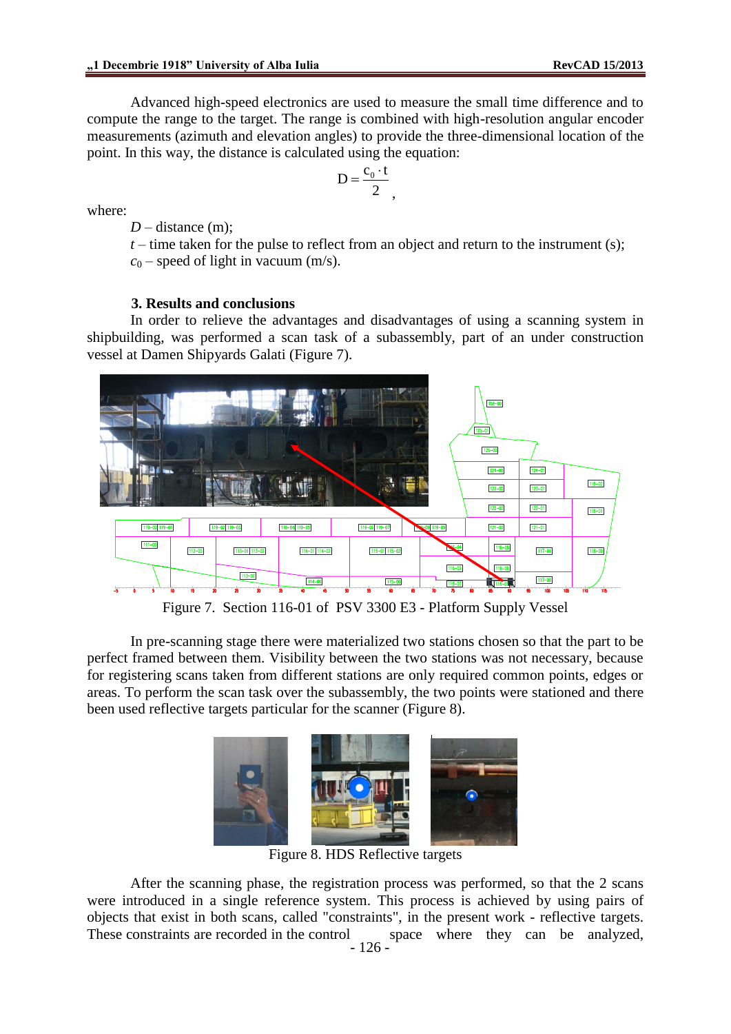Advanced high-speed electronics are used to measure the small time difference and to compute the range to the target. The range is combined with high-resolution angular encoder measurements (azimuth and elevation angles) to provide the three-dimensional location of the point. In this way, the distance is calculated using the equation:

$$D = \frac{c_0 \cdot t}{2},$$

where:

$D$ – distance (m);
$t$ – time taken for the pulse to reflect from an object and return to the instrument (s);
$c_0$ – speed of light in vacuum (m/s).

## 3. Results and conclusions

In order to relieve the advantages and disadvantages of using a scanning system in shipbuilding, was performed a scan task of a subassembly, part of an under construction vessel at Damen Shipyards Galati (Figure 7).

Figure 7. Section 116-01 of PSV 3300 E3 - Platform Supply Vessel

In pre-scanning stage there were materialized two stations chosen so that the part to be perfect framed between them. Visibility between the two stations was not necessary, because for registering scans taken from different stations are only required common points, edges or areas. To perform the scan task over the subassembly, the two points were stationed and there been used reflective targets particular for the scanner (Figure 8).

Figure 8. HDS Reflective targets

After the scanning phase, the registration process was performed, so that the 2 scans were introduced in a single reference system. This process is achieved by using pairs of objects that exist in both scans, called "constraints", in the present work - reflective targets. These constraints are recorded in the control space where they can be analyzed,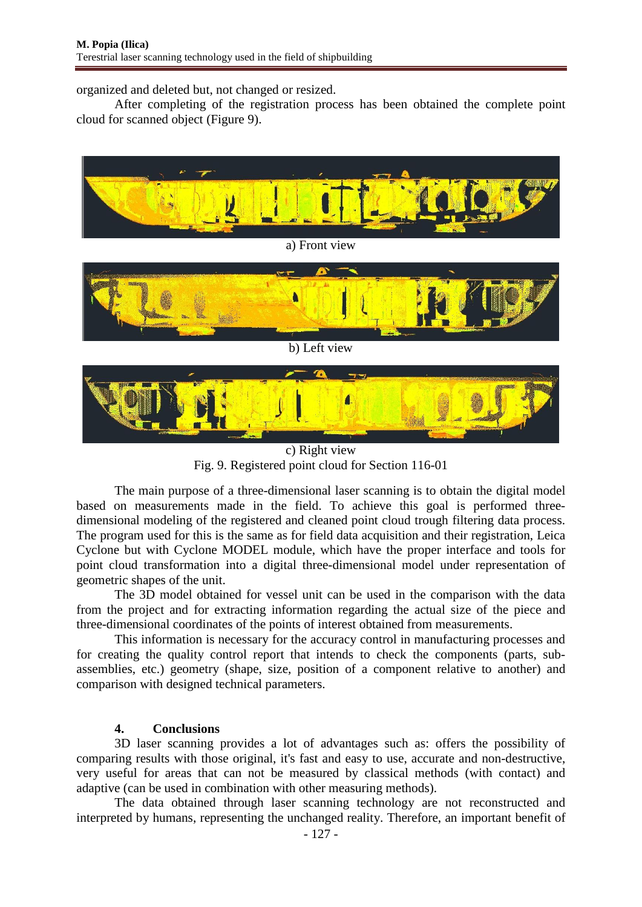organized and deleted but, not changed or resized.

After completing of the registration process has been obtained the complete point cloud for scanned object (Figure 9).

a) Front view

b) Left view

c) Right view

Fig. 9. Registered point cloud for Section 116-01

The main purpose of a three-dimensional laser scanning is to obtain the digital model based on measurements made in the field. To achieve this goal is performed three-dimensional modeling of the registered and cleaned point cloud trough filtering data process. The program used for this is the same as for field data acquisition and their registration, Leica Cyclone but with Cyclone MODEL module, which have the proper interface and tools for point cloud transformation into a digital three-dimensional model under representation of geometric shapes of the unit.

The 3D model obtained for vessel unit can be used in the comparison with the data from the project and for extracting information regarding the actual size of the piece and three-dimensional coordinates of the points of interest obtained from measurements.

This information is necessary for the accuracy control in manufacturing processes and for creating the quality control report that intends to check the components (parts, sub-assemblies, etc.) geometry (shape, size, position of a component relative to another) and comparison with designed technical parameters.

## 4. Conclusions

3D laser scanning provides a lot of advantages such as: offers the possibility of comparing results with those original, it's fast and easy to use, accurate and non-destructive, very useful for areas that can not be measured by classical methods (with contact) and adaptive (can be used in combination with other measuring methods).

The data obtained through laser scanning technology are not reconstructed and interpreted by humans, representing the unchanged reality. Therefore, an important benefit of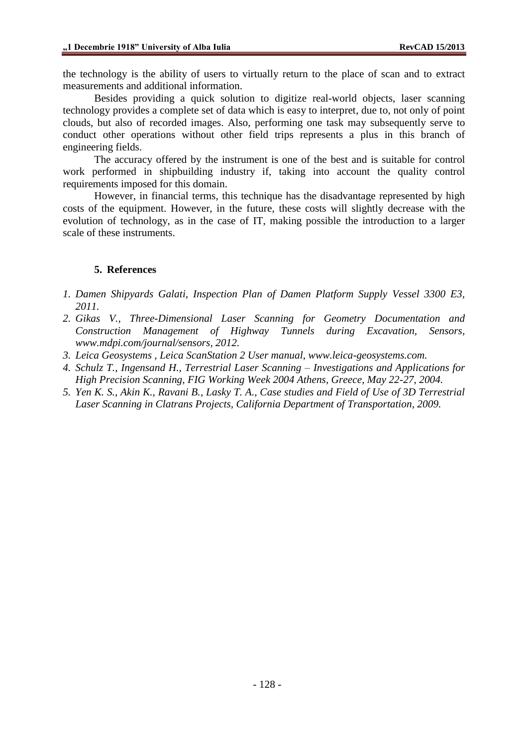the technology is the ability of users to virtually return to the place of scan and to extract measurements and additional information.

Besides providing a quick solution to digitize real-world objects, laser scanning technology provides a complete set of data which is easy to interpret, due to, not only of point clouds, but also of recorded images. Also, performing one task may subsequently serve to conduct other operations without other field trips represents a plus in this branch of engineering fields.

The accuracy offered by the instrument is one of the best and is suitable for control work performed in shipbuilding industry if, taking into account the quality control requirements imposed for this domain.

However, in financial terms, this technique has the disadvantage represented by high costs of the equipment. However, in the future, these costs will slightly decrease with the evolution of technology, as in the case of IT, making possible the introduction to a larger scale of these instruments.

## 5. References

1. *Damen Shipyards Galati, Inspection Plan of Damen Platform Supply Vessel 3300 E3, 2011.*
2. *Gikas V., Three-Dimensional Laser Scanning for Geometry Documentation and Construction Management of Highway Tunnels during Excavation, Sensors, www.mdpi.com/journal/sensors, 2012.*
3. *Leica Geosystems , Leica ScanStation 2 User manual, www.leica-geosystems.com.*
4. *Schulz T., Ingensand H., Terrestrial Laser Scanning – Investigations and Applications for High Precision Scanning, FIG Working Week 2004 Athens, Greece, May 22-27, 2004.*
5. *Yen K. S., Akin K., Ravani B., Lasky T. A., Case studies and Field of Use of 3D Terrestrial Laser Scanning in Clatrans Projects, California Department of Transportation, 2009.*